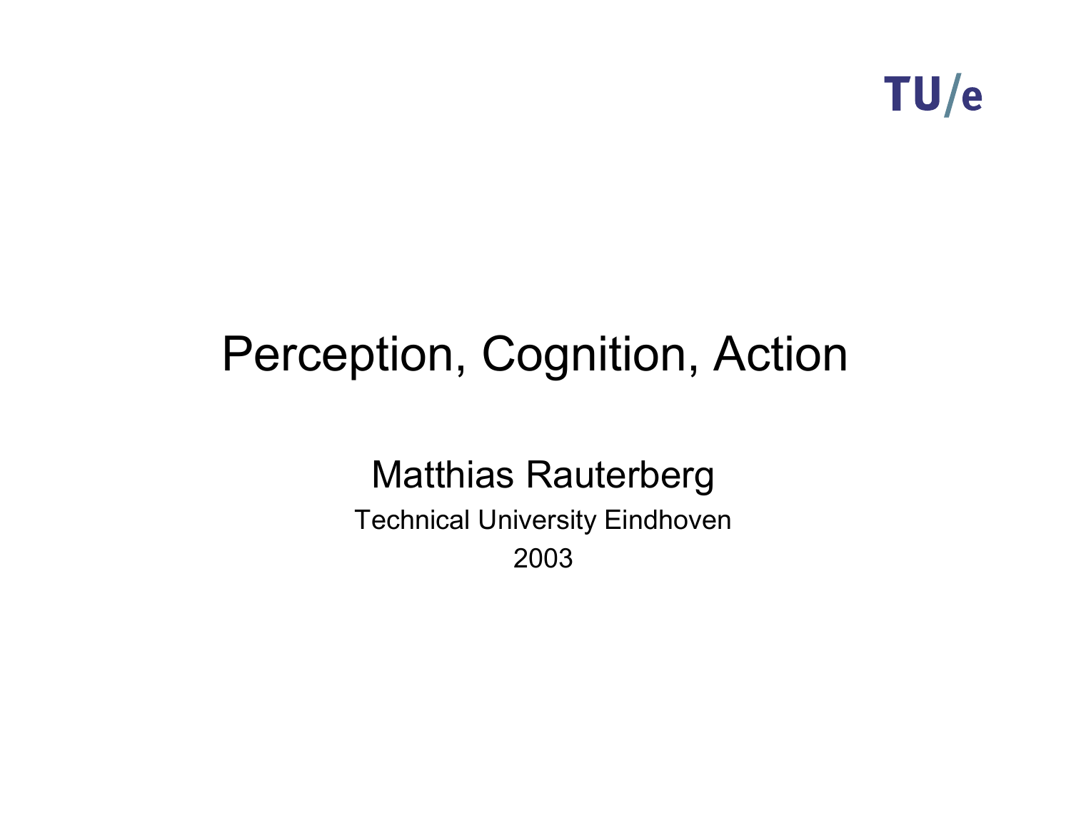TU/e

# Perception, Cognition, Action

Matthias Rauterberg

Technical University Eindhoven

2003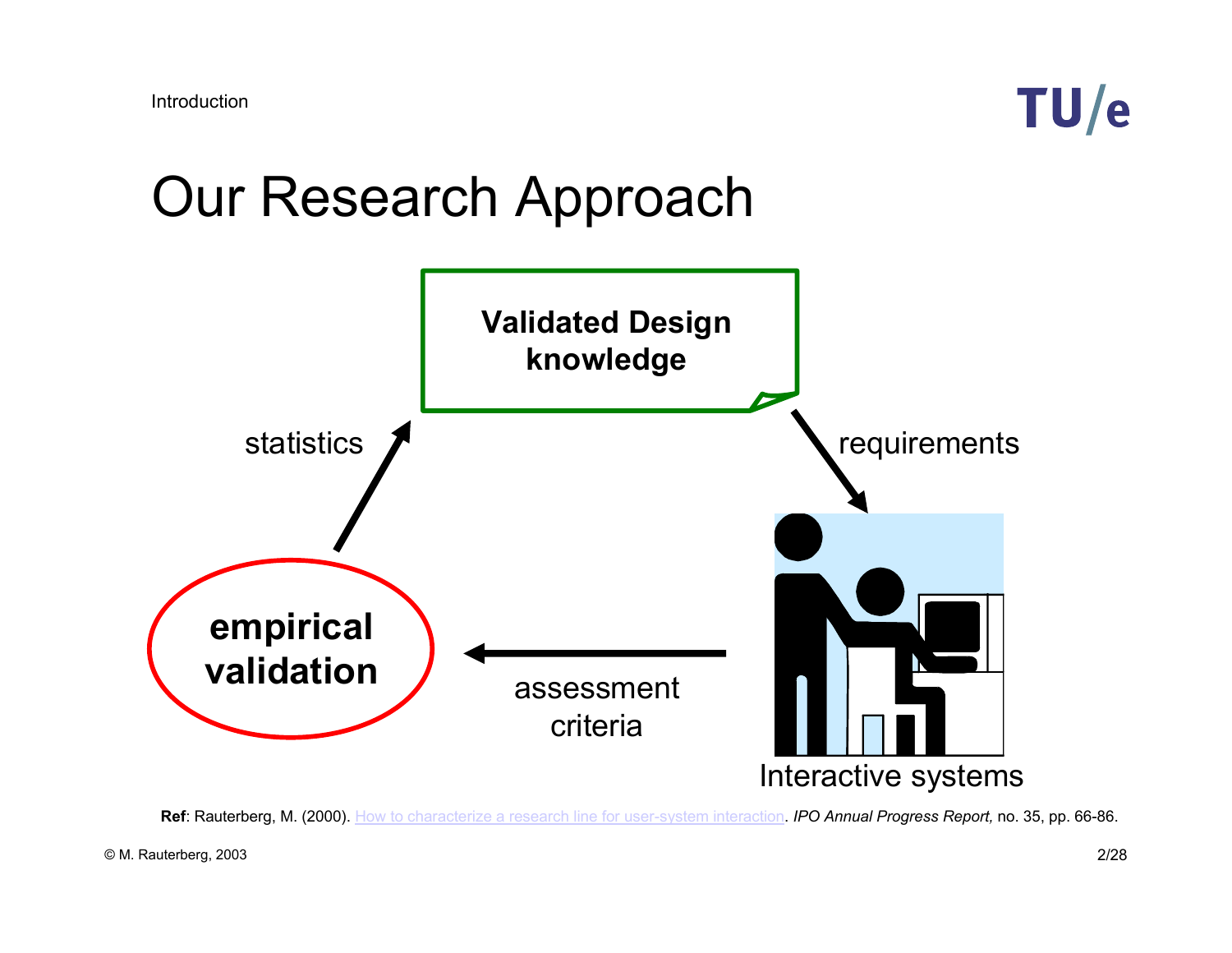# Our Research Approach

**Validated Design knowledge**

statistics

requirements

**empirical validation**

assessment criteria

Interactive systems

**Ref**: Rauterberg, M. (2000). How to characterize a research line for user-system interaction. *IPO Annual Progress Report,* no. 35, pp. 66-86.

© M. Rauterberg, 2003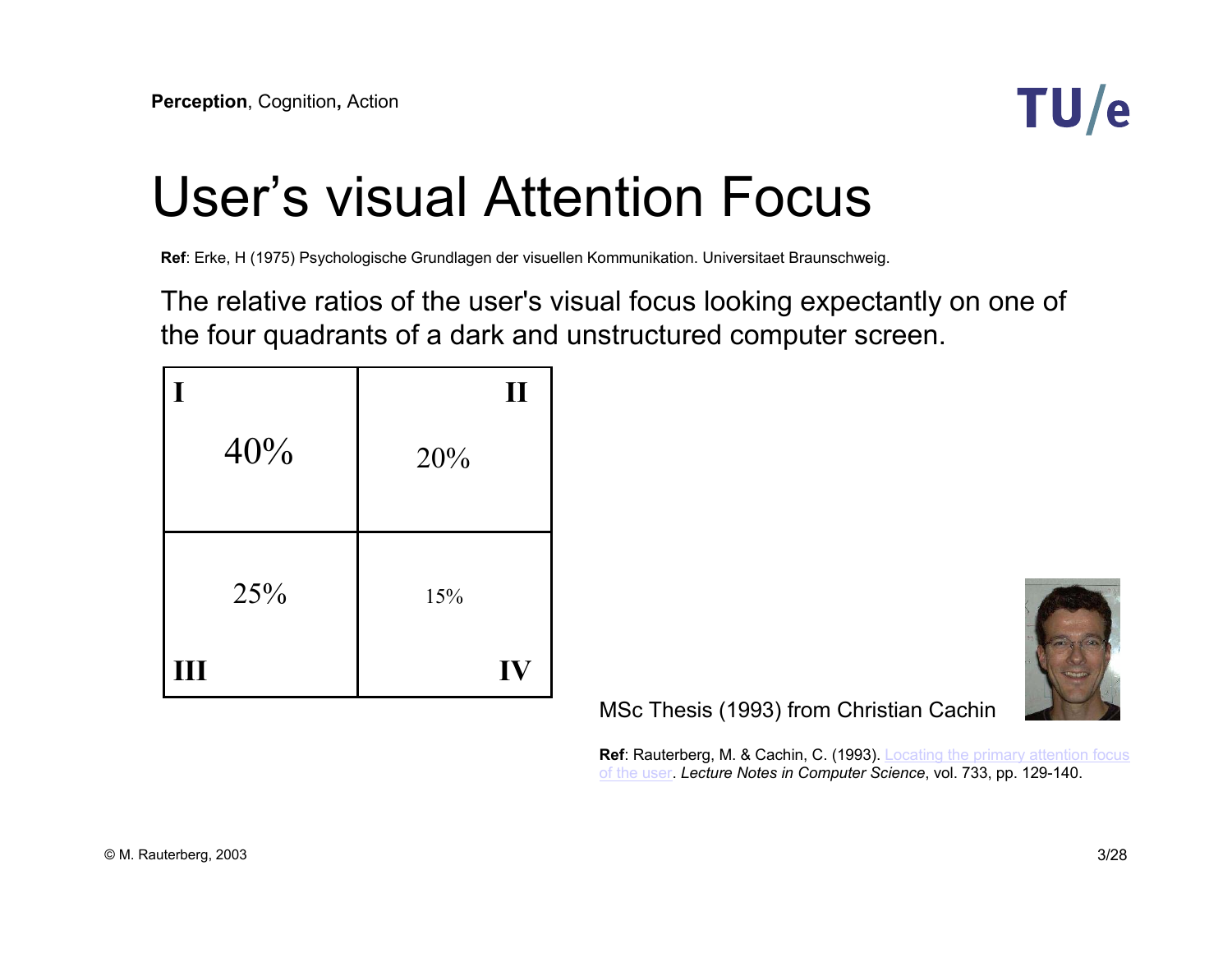# User's visual Attention Focus

**Ref**: Erke, H (1975) Psychologische Grundlagen der visuellen Kommunikation. Universitaet Braunschweig.

The relative ratios of the user's visual focus looking expectantly on one of the four quadrants of a dark and unstructured computer screen.

| | |
|---|---|
| **I** 40% | **II** 20% |
| **III** 25% | **IV** 15% |

MSc Thesis (1993) from Christian Cachin

**Ref**: Rauterberg, M. & Cachin, C. (1993). Locating the primary attention focus of the user. *Lecture Notes in Computer Science*, vol. 733, pp. 129-140.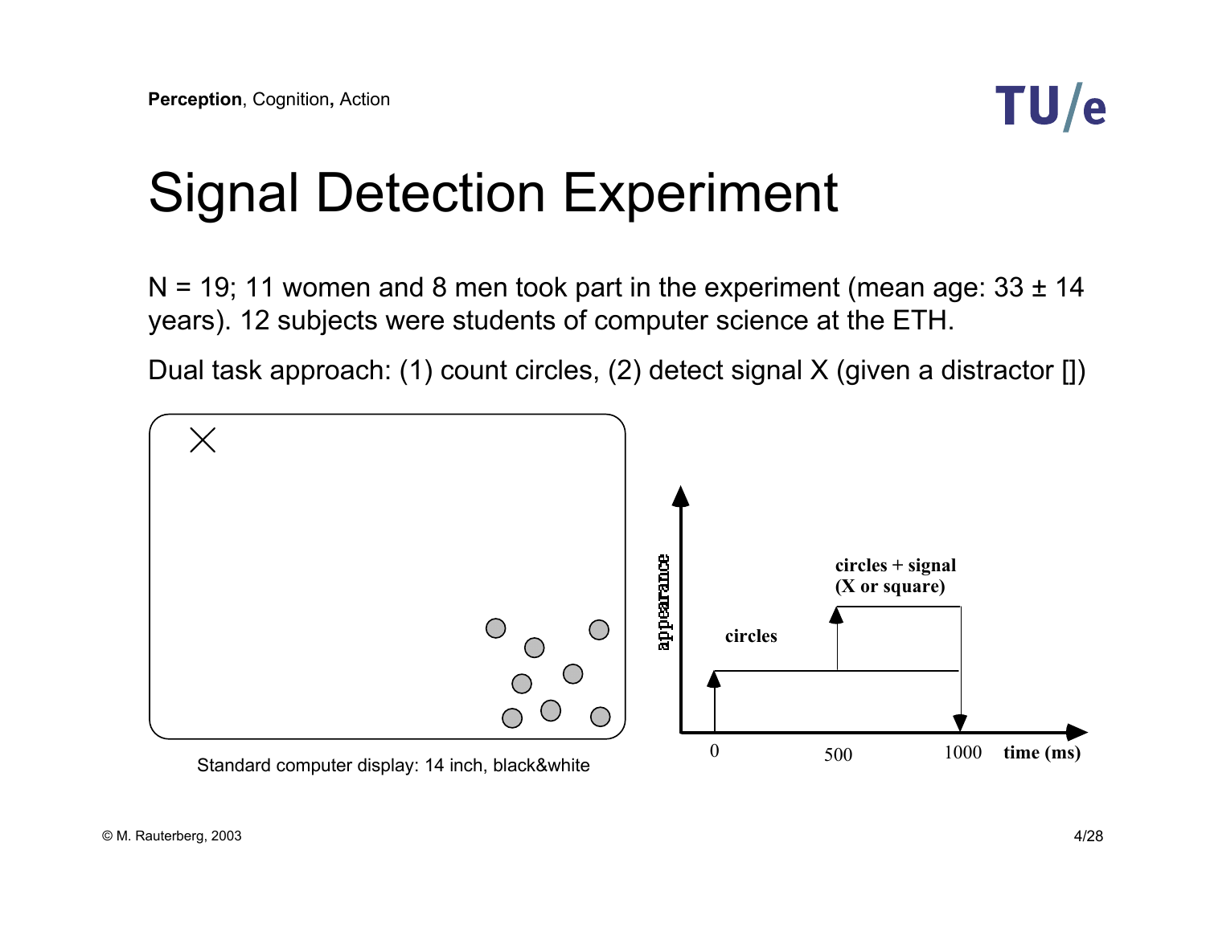# Signal Detection Experiment

N = 19; 11 women and 8 men took part in the experiment (mean age: 33 ± 14 years). 12 subjects were students of computer science at the ETH.

Dual task approach: (1) count circles, (2) detect signal X (given a distractor [])

Standard computer display: 14 inch, black&white

appearance

circles

circles + signal (X or square)

0 500 1000 time (ms)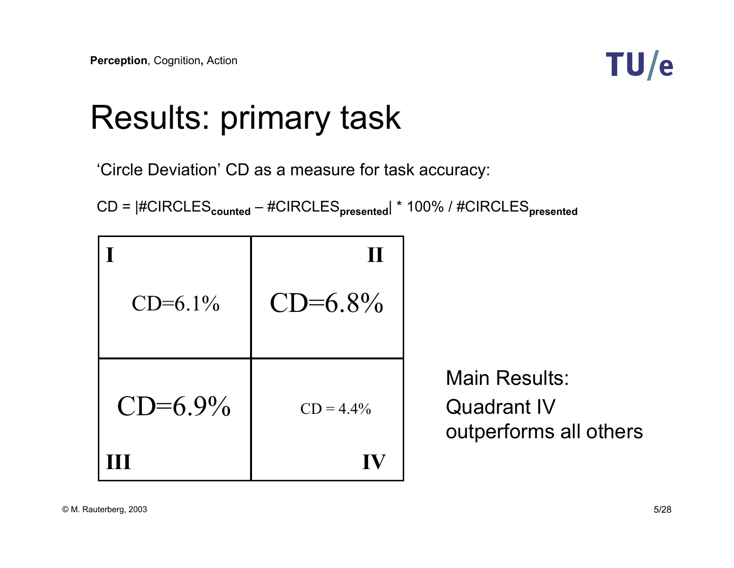# Results: primary task

'Circle Deviation' CD as a measure for task accuracy:

$$CD = |\#CIRCLES_{counted} - \#CIRCLES_{presented}| * 100\% / \#CIRCLES_{presented}$$

| I | II |
|---|---|
| CD=6.1% | CD=6.8% |
| CD=6.9% | CD = 4.4% |
| III | IV |

Main Results:
Quadrant IV outperforms all others

© M. Rauterberg, 2003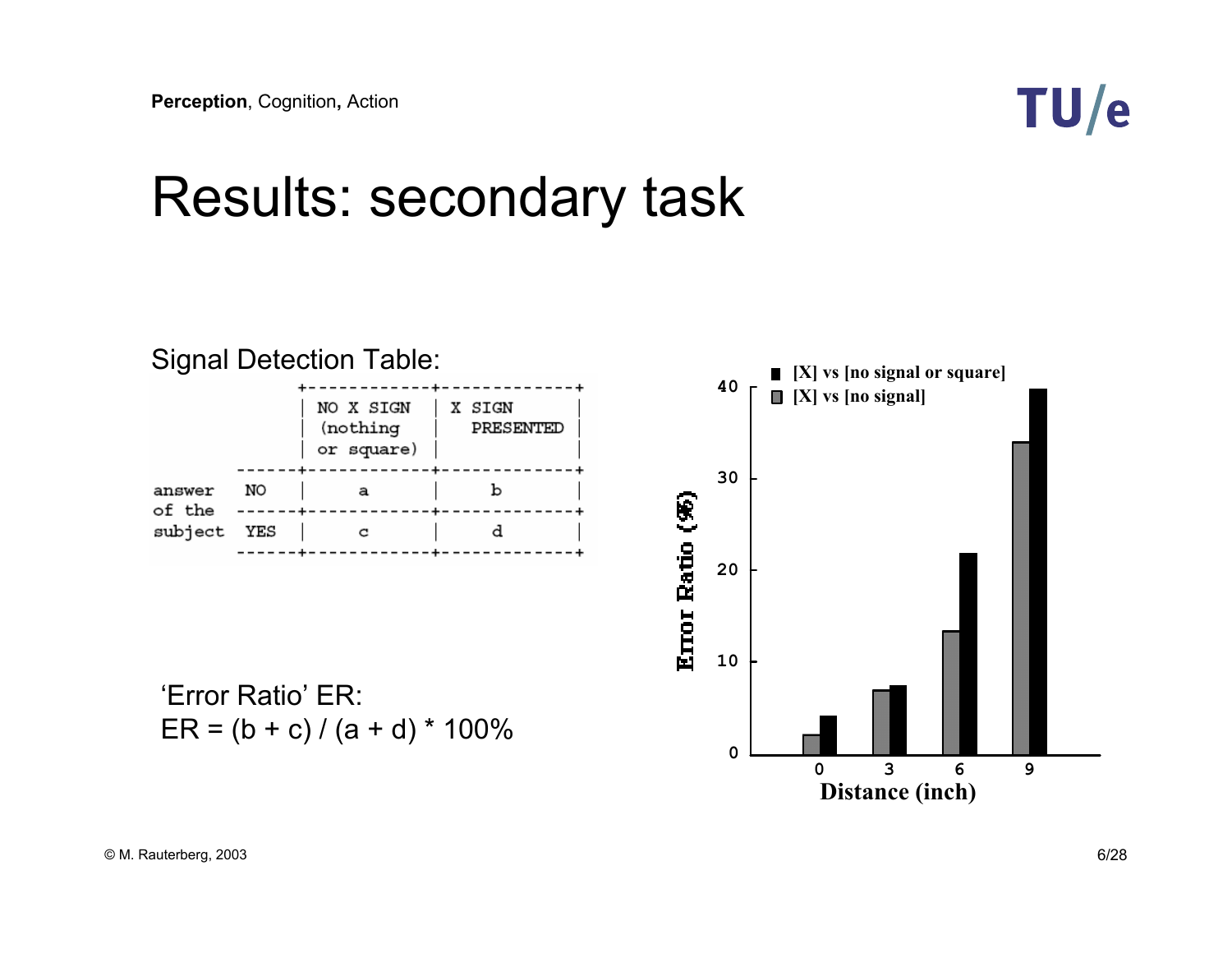# Results: secondary task

Signal Detection Table:

| | | NO X SIGN (nothing or square) | X SIGN PRESENTED |
|---|---|---|---|
| answer of the subject | NO | a | b |
| | YES | c | d |

'Error Ratio' ER:

$$ER = (b + c) / (a + d) * 100\%$$

■ [X] vs [no signal or square]
■ [X] vs [no signal]

Error Ratio (%)

Distance (inch)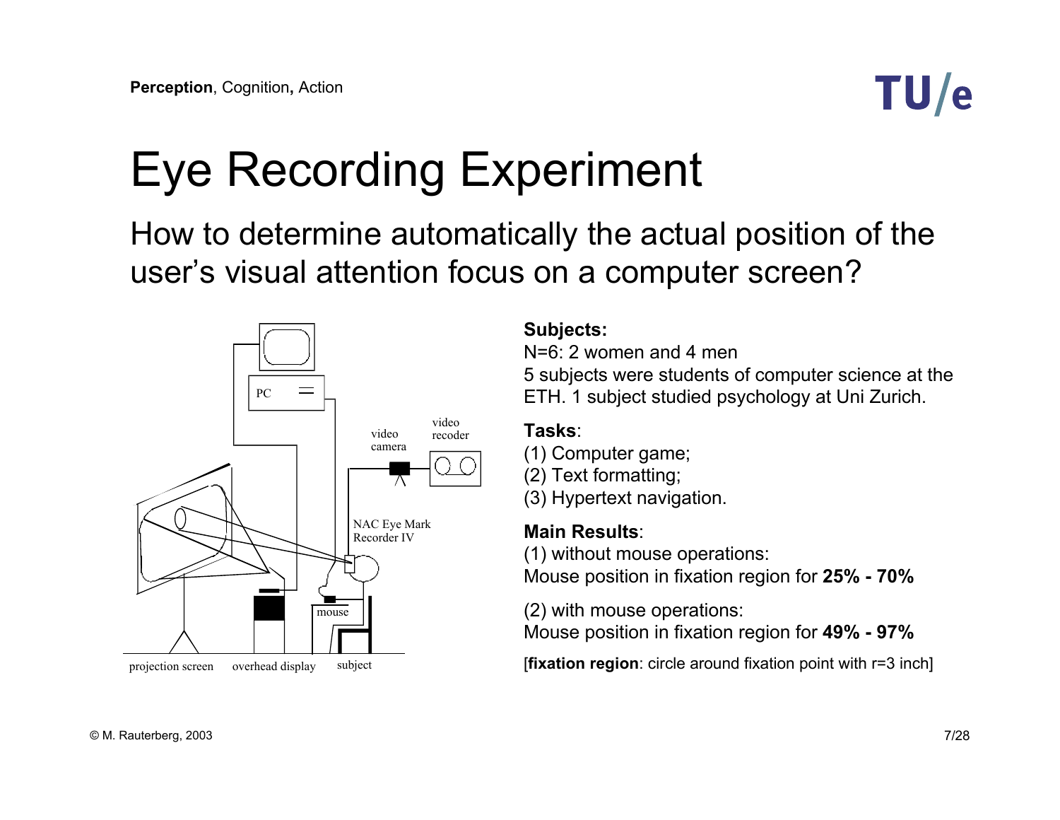# Eye Recording Experiment

## How to determine automatically the actual position of the user's visual attention focus on a computer screen?

**Subjects:**
N=6: 2 women and 4 men
5 subjects were students of computer science at the ETH. 1 subject studied psychology at Uni Zurich.

**Tasks**:
(1) Computer game;
(2) Text formatting;
(3) Hypertext navigation.

**Main Results**:
(1) without mouse operations:
Mouse position in fixation region for **25% - 70%**

(2) with mouse operations:
Mouse position in fixation region for **49% - 97%**

[**fixation region**: circle around fixation point with r=3 inch]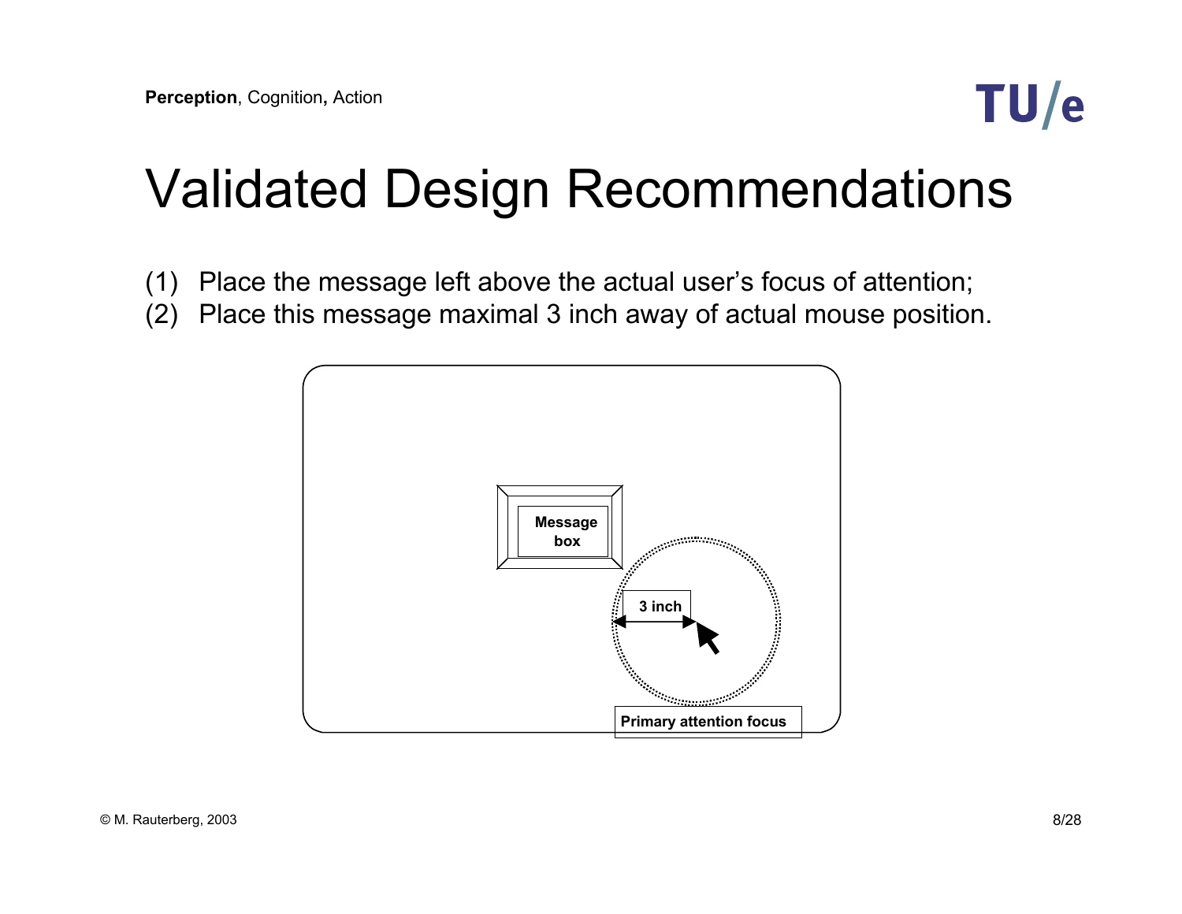# Validated Design Recommendations

(1) Place the message left above the actual user's focus of attention;
(2) Place this message maximal 3 inch away of actual mouse position.

Message box

3 inch

Primary attention focus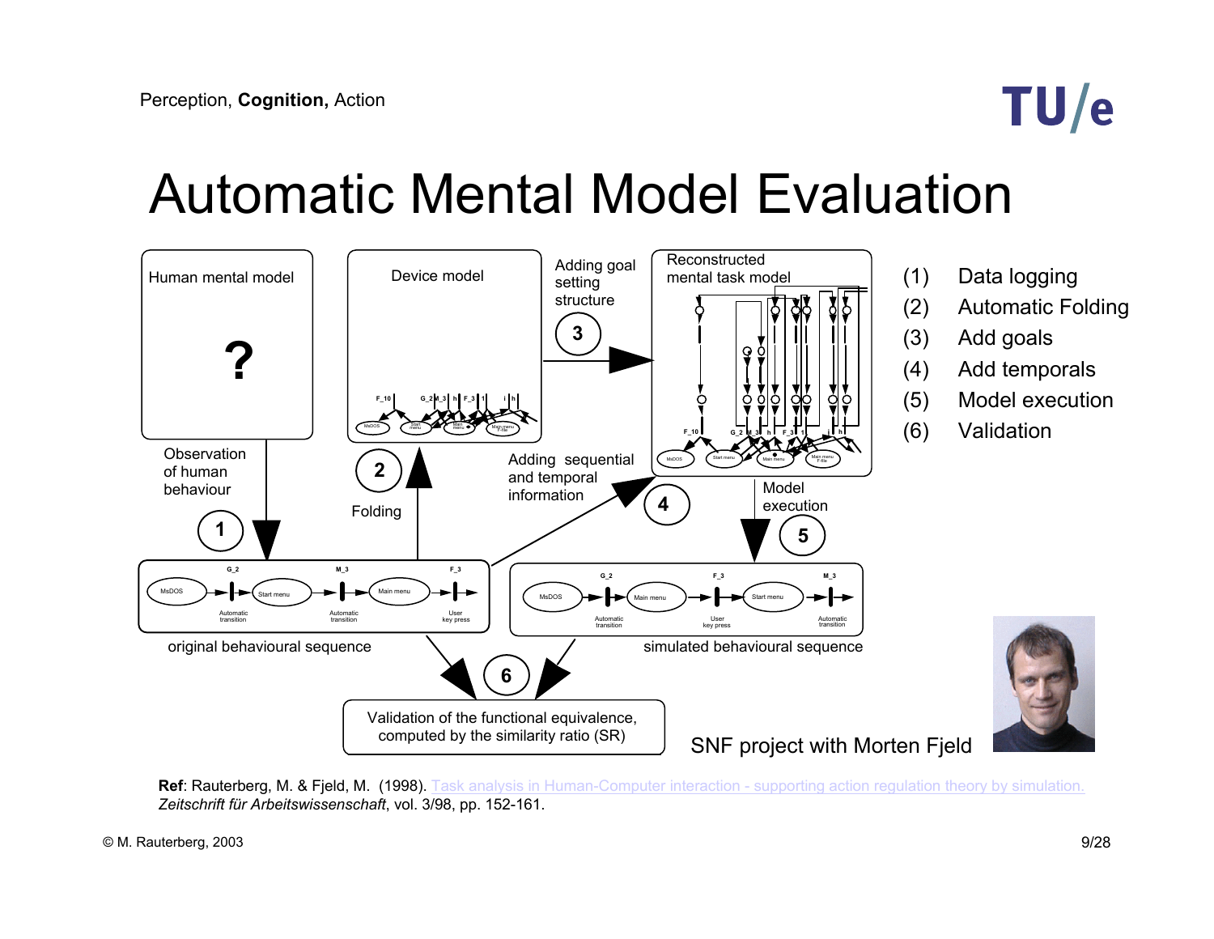Perception, **Cognition,** Action

# Automatic Mental Model Evaluation

Human mental model

?

Device model

Adding goal setting structure

3

Reconstructed mental task model

Observation of human behaviour

1

2

Folding

Adding sequential and temporal information

4

Model execution

5

original behavioural sequence

simulated behavioural sequence

6

Validation of the functional equivalence, computed by the similarity ratio (SR)

(1) Data logging
(2) Automatic Folding
(3) Add goals
(4) Add temporals
(5) Model execution
(6) Validation

SNF project with Morten Fjeld

**Ref**: Rauterberg, M. & Fjeld, M. (1998). Task analysis in Human-Computer interaction - supporting action regulation theory by simulation. *Zeitschrift für Arbeitswissenschaft*, vol. 3/98, pp. 152-161.

© M. Rauterberg, 2003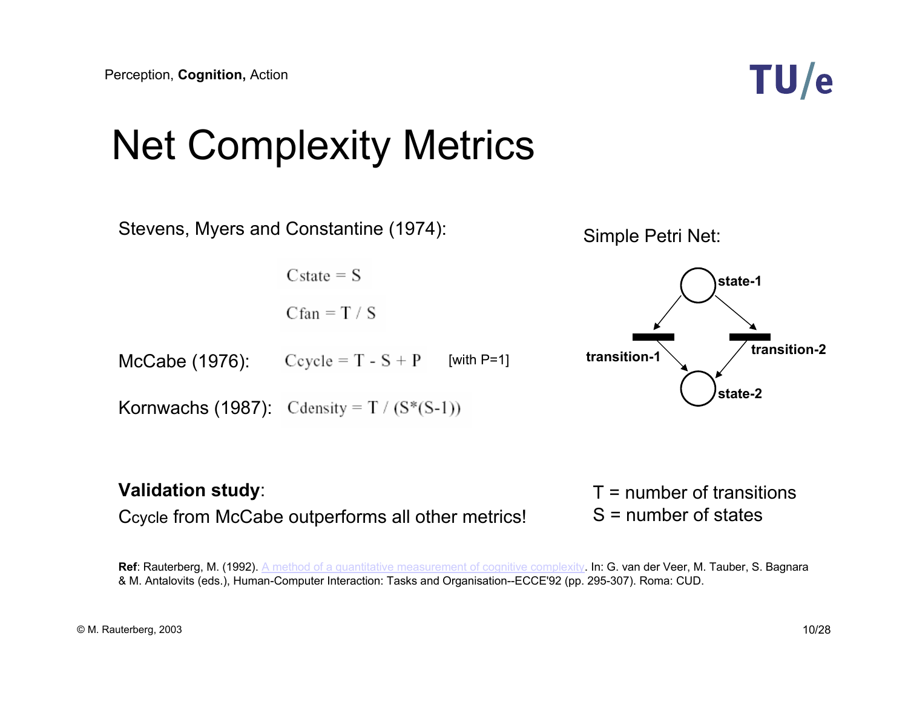# Net Complexity Metrics

Stevens, Myers and Constantine (1974):

$$C_{state} = S$$

$$C_{fan} = T / S$$

McCabe (1976): $C_{cycle} = T - S + P$ [with P=1]

Kornwachs (1987): $C_{density} = T / (S*(S-1))$

Simple Petri Net:

state-1

transition-1

transition-2

state-2

**Validation study**:

$C_{cycle}$ from McCabe outperforms all other metrics!

T = number of transitions
S = number of states

**Ref**: Rauterberg, M. (1992). A method of a quantitative measurement of cognitive complexity. In: G. van der Veer, M. Tauber, S. Bagnara & M. Antalovits (eds.), Human-Computer Interaction: Tasks and Organisation--ECCE'92 (pp. 295-307). Roma: CUD.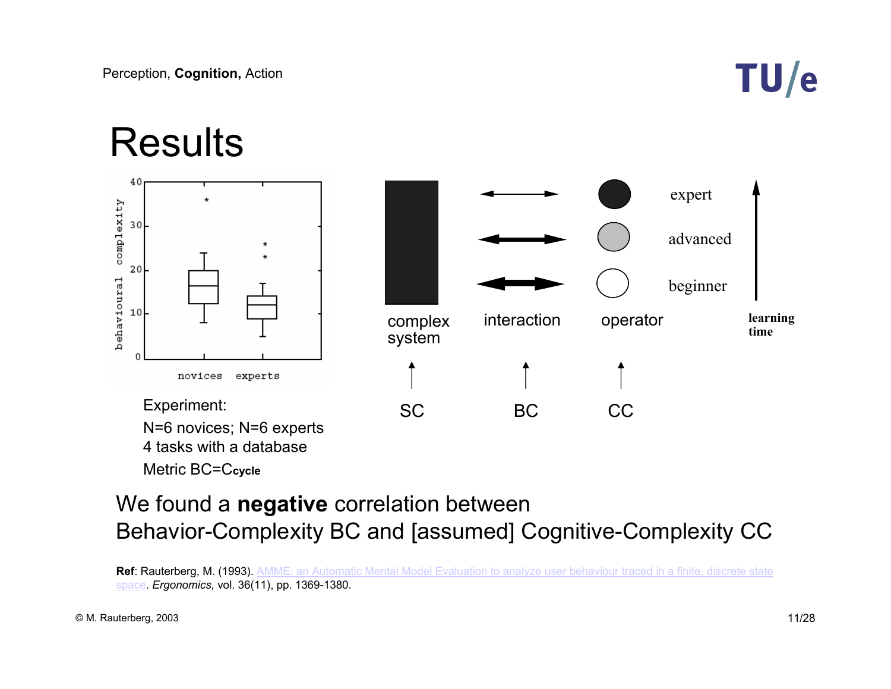# Results

Experiment:

N=6 novices; N=6 experts

4 tasks with a database

Metric BC=$C_{cycle}$

We found a **negative** correlation between Behavior-Complexity BC and [assumed] Cognitive-Complexity CC

**Ref**: Rauterberg, M. (1993). AMME: an Automatic Mental Model Evaluation to analyze user behaviour traced in a finite, discrete state space. *Ergonomics,* vol. 36(11), pp. 1369-1380.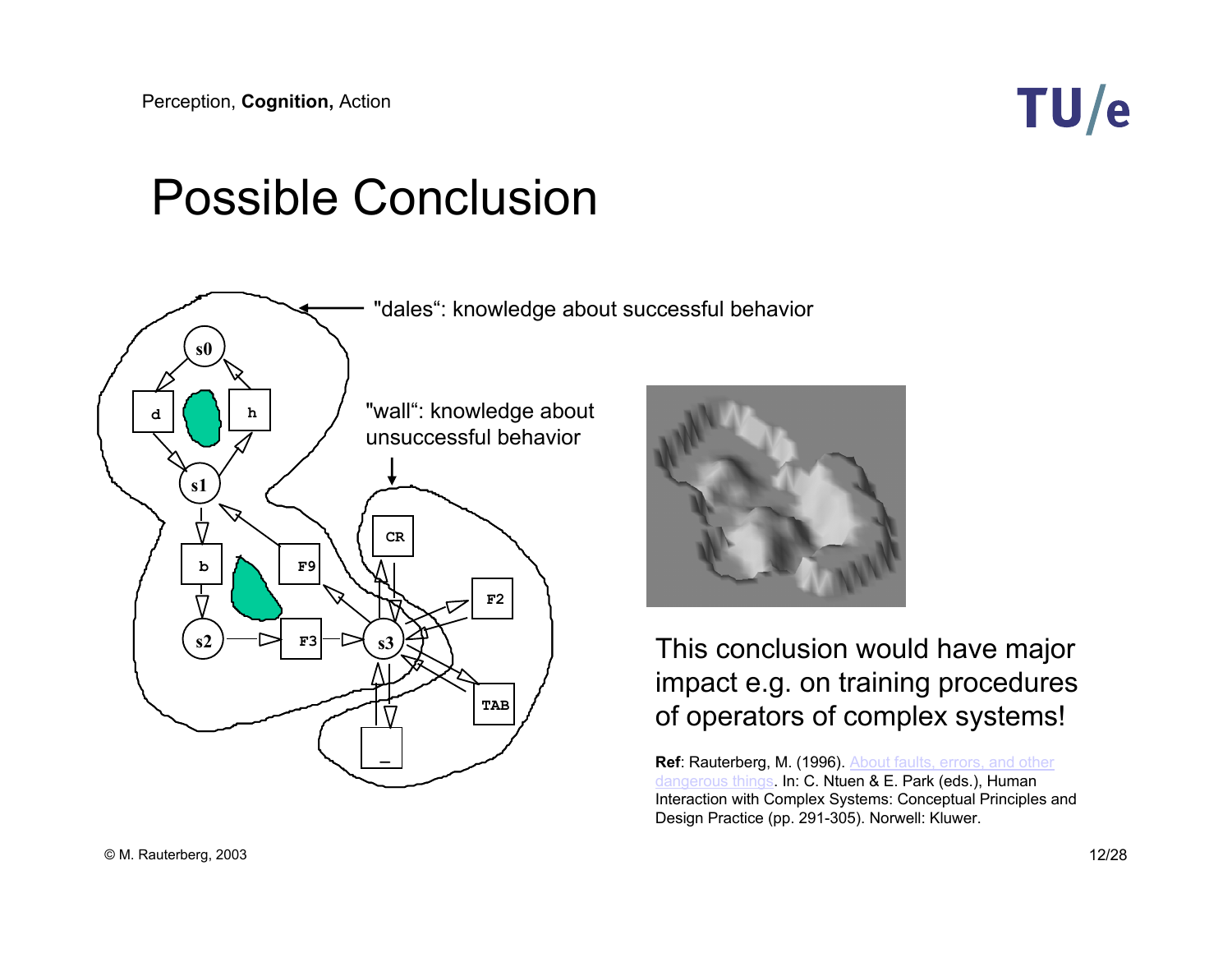# Possible Conclusion

"dales": knowledge about successful behavior

"wall": knowledge about unsuccessful behavior

This conclusion would have major impact e.g. on training procedures of operators of complex systems!

**Ref**: Rauterberg, M. (1996). About faults, errors, and other dangerous things. In: C. Ntuen & E. Park (eds.), Human Interaction with Complex Systems: Conceptual Principles and Design Practice (pp. 291-305). Norwell: Kluwer.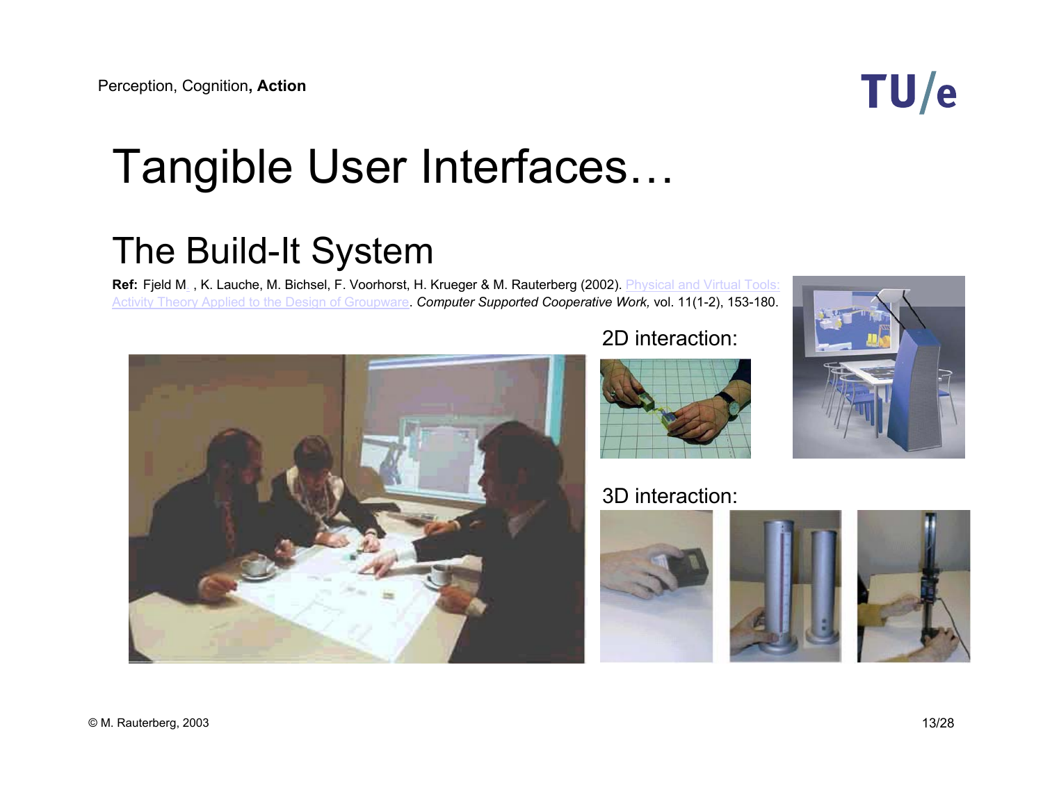# Tangible User Interfaces…

## The Build-It System

**Ref:** Fjeld M. , K. Lauche, M. Bichsel, F. Voorhorst, H. Krueger & M. Rauterberg (2002). Physical and Virtual Tools: Activity Theory Applied to the Design of Groupware. *Computer Supported Cooperative Work,* vol. 11(1-2), 153-180.

2D interaction:

3D interaction: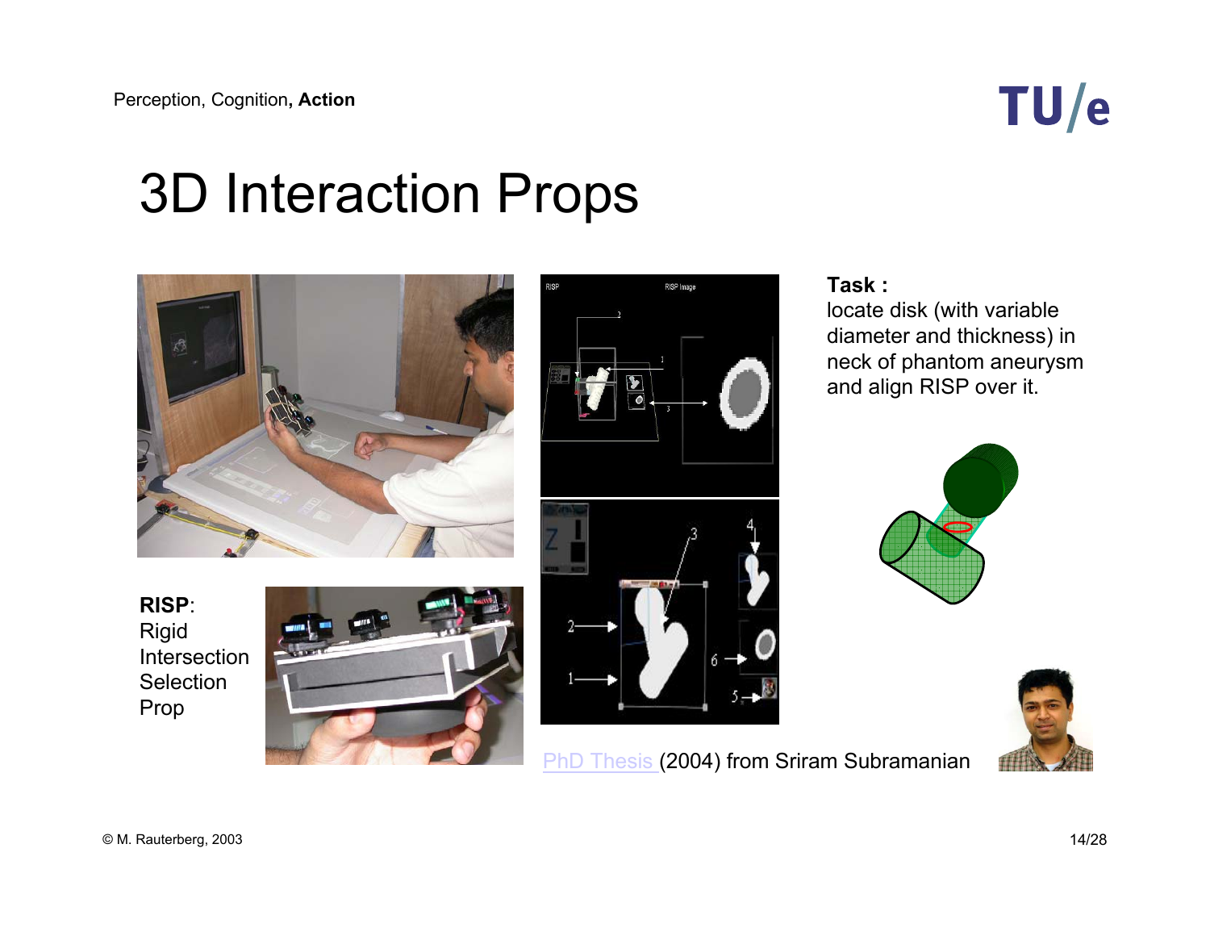# 3D Interaction Props

**Task :**
locate disk (with variable diameter and thickness) in neck of phantom aneurysm and align RISP over it.

**RISP**:
Rigid Intersection Selection Prop

PhD Thesis (2004) from Sriram Subramanian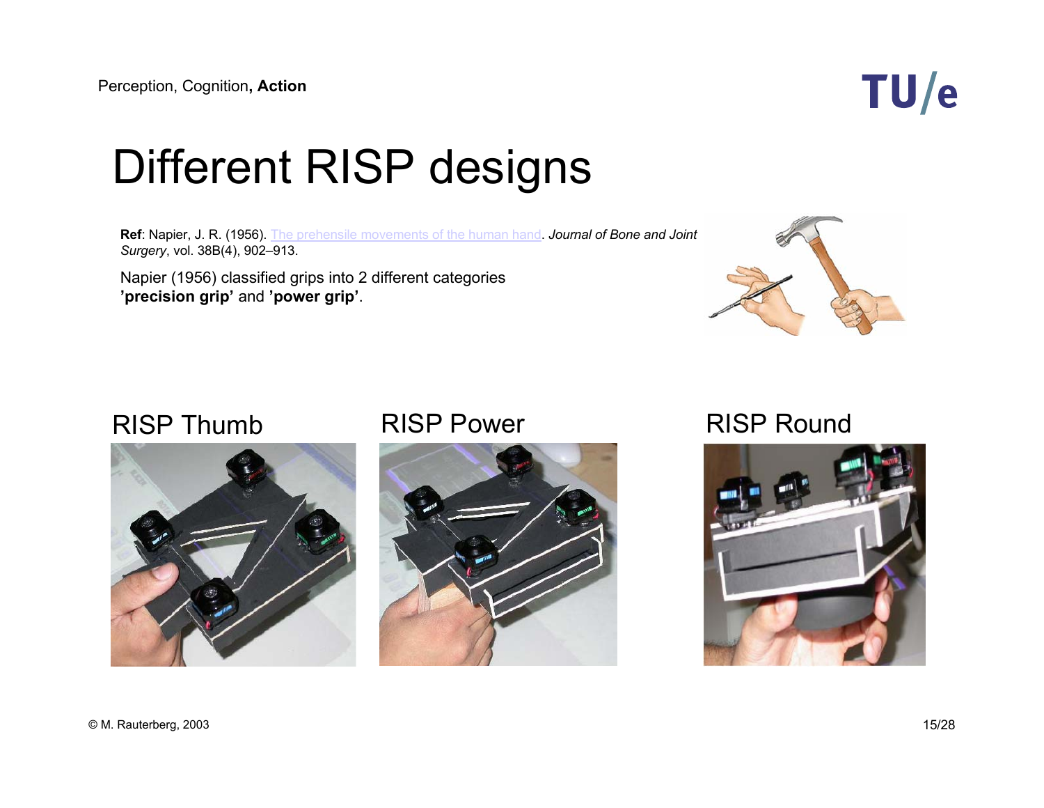# Different RISP designs

**Ref**: Napier, J. R. (1956). The prehensile movements of the human hand. *Journal of Bone and Joint Surgery*, vol. 38B(4), 902–913.

Napier (1956) classified grips into 2 different categories **'precision grip'** and **'power grip'**.

RISP Thumb

RISP Power

RISP Round

© M. Rauterberg, 2003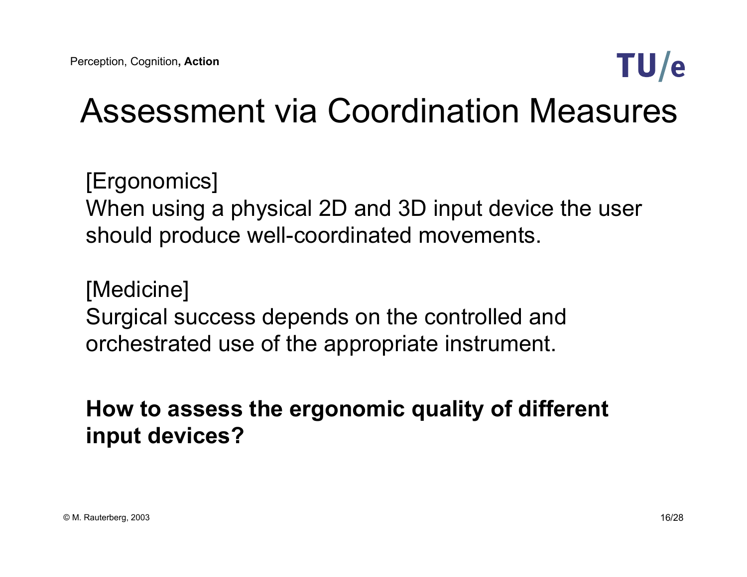# Assessment via Coordination Measures

[Ergonomics]
When using a physical 2D and 3D input device the user should produce well-coordinated movements.

[Medicine]
Surgical success depends on the controlled and orchestrated use of the appropriate instrument.

**How to assess the ergonomic quality of different input devices?**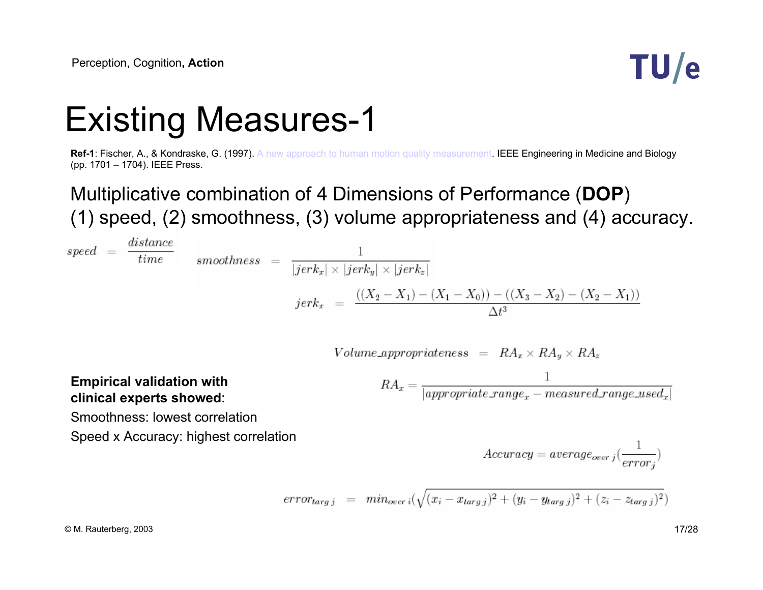# Existing Measures-1

**Ref-1**: Fischer, A., & Kondraske, G. (1997). A new approach to human motion quality measurement. IEEE Engineering in Medicine and Biology (pp. 1701 – 1704). IEEE Press.

Multiplicative combination of 4 Dimensions of Performance (**DOP**)
(1) speed, (2) smoothness, (3) volume appropriateness and (4) accuracy.

$$speed = \frac{distance}{time}$$

$$smoothness = \frac{1}{|jerk_x| \times |jerk_y| \times |jerk_z|}$$

$$jerk_x = \frac{((X_2 - X_1) - (X_1 - X_0)) - ((X_3 - X_2) - (X_2 - X_1))}{\Delta t^3}$$

$$Volume\_appropriateness = RA_x \times RA_y \times RA_z$$

$$RA_x = \frac{1}{|appropriate\_range_x - measured\_range\_used_x|}$$

$$Accuracy = average_{over\ j}(\frac{1}{error_j})$$

$$error_{targ\ j} = min_{over\ i}(\sqrt{(x_i - x_{targ\ j})^2 + (y_i - y_{targ\ j})^2 + (z_i - z_{targ\ j})^2})$$

**Empirical validation with clinical experts showed**:

Smoothness: lowest correlation

Speed x Accuracy: highest correlation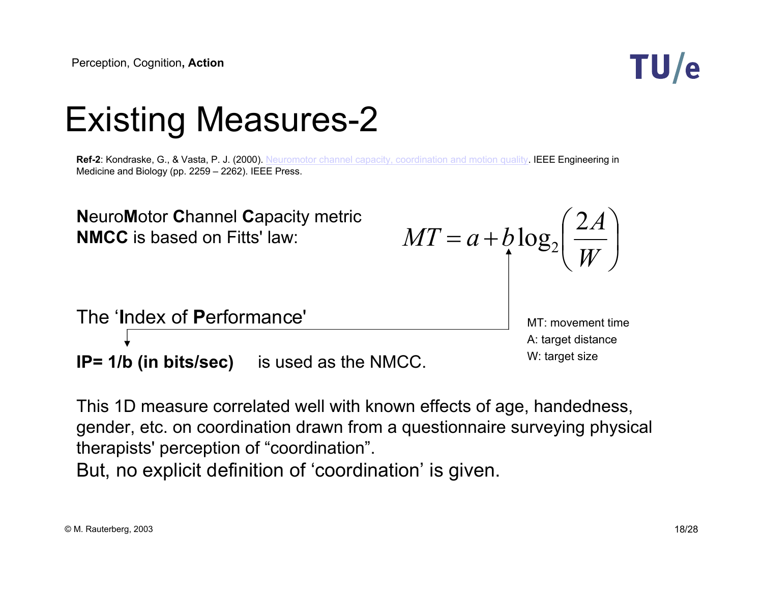# Existing Measures-2

**Ref-2**: Kondraske, G., & Vasta, P. J. (2000). Neuromotor channel capacity, coordination and motion quality. IEEE Engineering in Medicine and Biology (pp. 2259 – 2262). IEEE Press.

**N**euro**M**otor **C**hannel **C**apacity metric **NMCC** is based on Fitts' law:

$$MT = a + b\log_2\left(\frac{2A}{W}\right)$$

MT: movement time
A: target distance
W: target size

The '**I**ndex of **P**erformance'

**IP= 1/b (in bits/sec)** is used as the NMCC.

This 1D measure correlated well with known effects of age, handedness, gender, etc. on coordination drawn from a questionnaire surveying physical therapists' perception of "coordination".
But, no explicit definition of 'coordination' is given.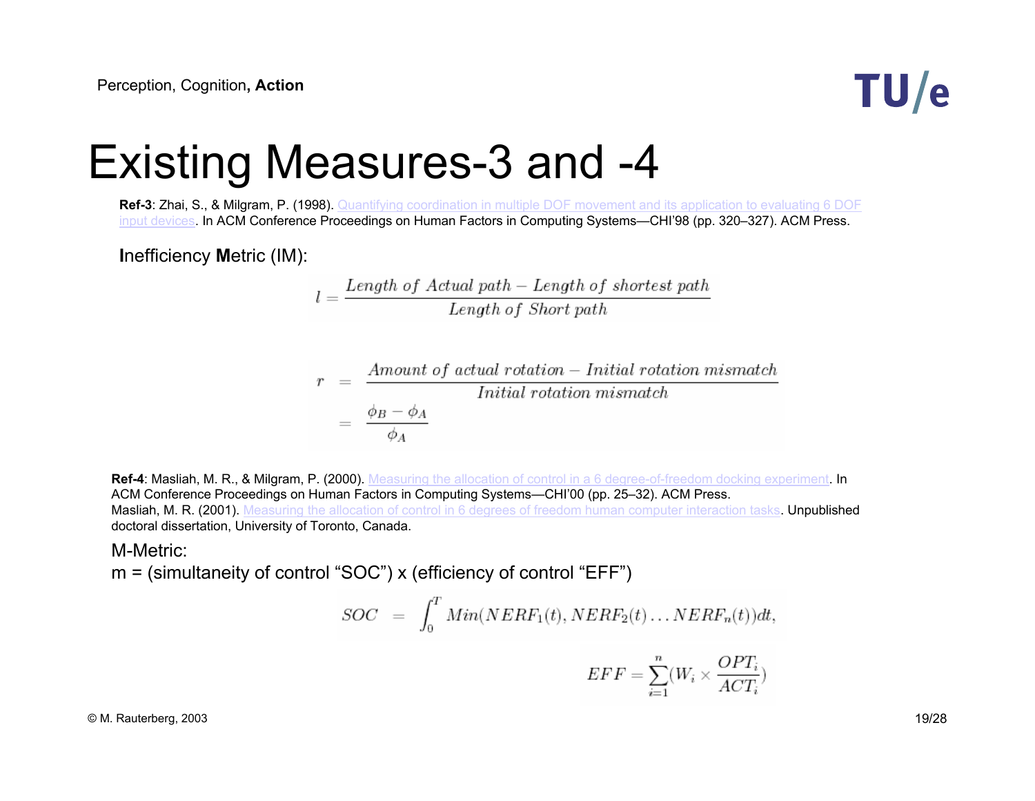# Existing Measures-3 and -4

**Ref-3**: Zhai, S., & Milgram, P. (1998). Quantifying coordination in multiple DOF movement and its application to evaluating 6 DOF input devices. In ACM Conference Proceedings on Human Factors in Computing Systems—CHI'98 (pp. 320–327). ACM Press.

**I**nefficiency **M**etric (IM):

$$l = \frac{Length\ of\ Actual\ path - Length\ of\ shortest\ path}{Length\ of\ Short\ path}$$

$$r = \frac{Amount\ of\ actual\ rotation - Initial\ rotation\ mismatch}{Initial\ rotation\ mismatch} = \frac{\phi_B - \phi_A}{\phi_A}$$

**Ref-4**: Masliah, M. R., & Milgram, P. (2000). Measuring the allocation of control in a 6 degree-of-freedom docking experiment. In ACM Conference Proceedings on Human Factors in Computing Systems—CHI'00 (pp. 25–32). ACM Press.
Masliah, M. R. (2001). Measuring the allocation of control in 6 degrees of freedom human computer interaction tasks. Unpublished doctoral dissertation, University of Toronto, Canada.

M-Metric:
m = (simultaneity of control "SOC") x (efficiency of control "EFF")

$$SOC = \int_0^T Min(NERF_1(t), NERF_2(t) \ldots NERF_n(t))dt,$$

$$EFF = \sum_{i=1}^{n}(W_i \times \frac{OPT_i}{ACT_i})$$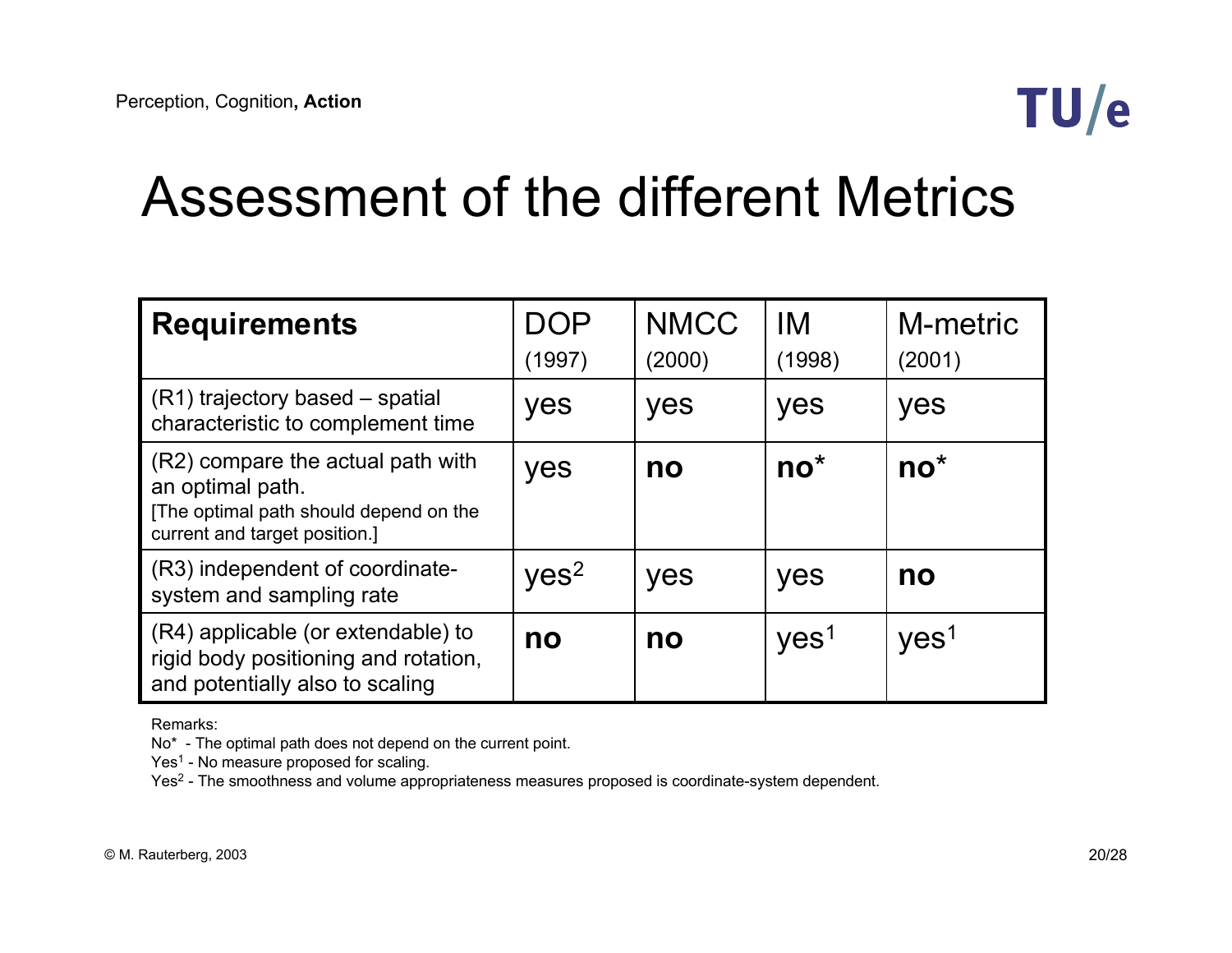# Assessment of the different Metrics

| **Requirements** | DOP (1997) | NMCC (2000) | IM (1998) | M-metric (2001) |
|---|---|---|---|---|
| (R1) trajectory based – spatial characteristic to complement time | yes | yes | yes | yes |
| (R2) compare the actual path with an optimal path. [The optimal path should depend on the current and target position.] | yes | **no** | **no*** | **no*** |
| (R3) independent of coordinate-system and sampling rate | yes[2] | yes | yes | **no** |
| (R4) applicable (or extendable) to rigid body positioning and rotation, and potentially also to scaling | **no** | **no** | yes[1] | yes[1] |

Remarks:

No* - The optimal path does not depend on the current point.

Yes[1] - No measure proposed for scaling.

Yes[2] - The smoothness and volume appropriateness measures proposed is coordinate-system dependent.

© M. Rauterberg, 2003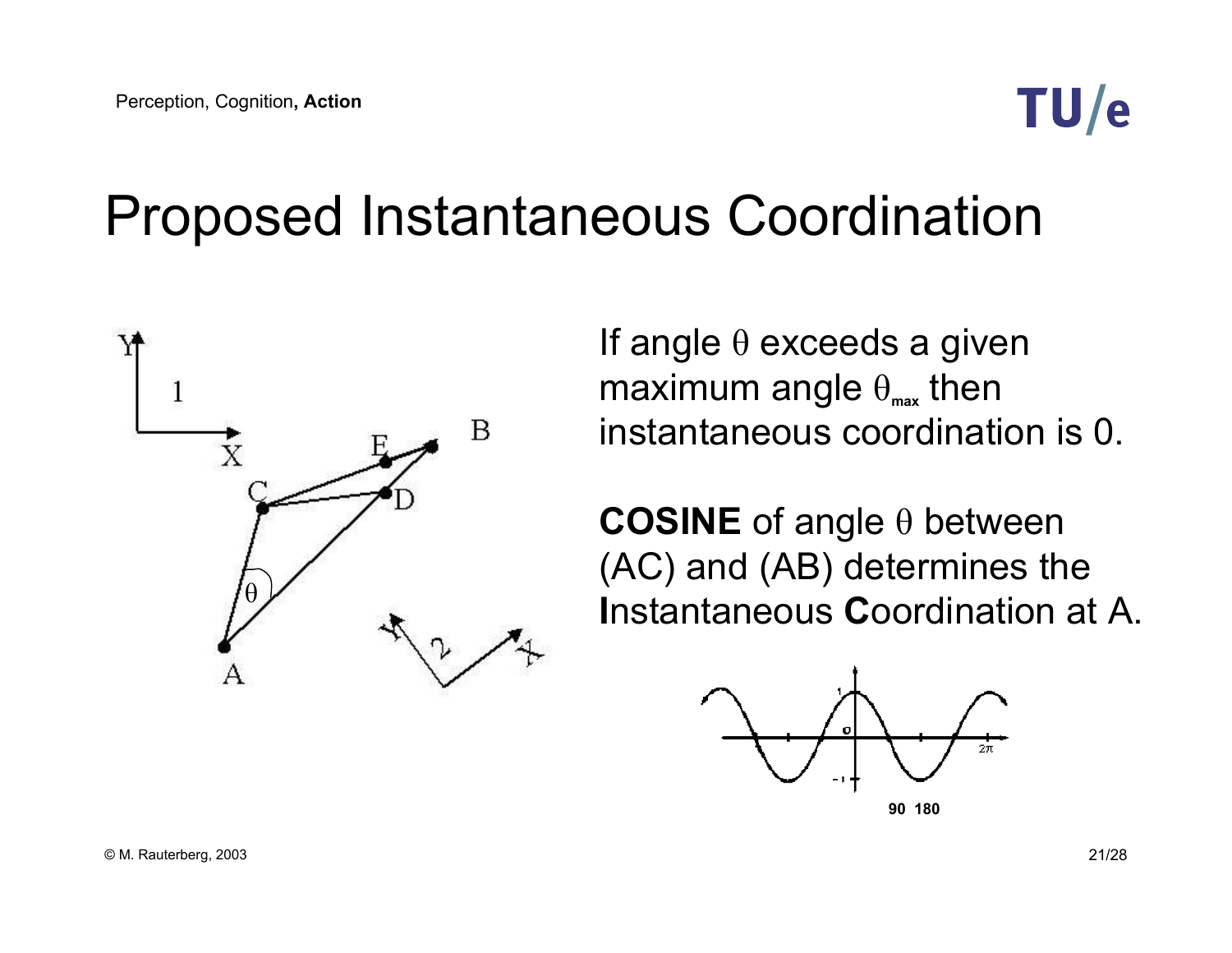# Proposed Instantaneous Coordination

If angle $\theta$ exceeds a given maximum angle $\theta_{max}$ then instantaneous coordination is 0.

**COSINE** of angle $\theta$ between (AC) and (AB) determines the **I**nstantaneous **C**oordination at A.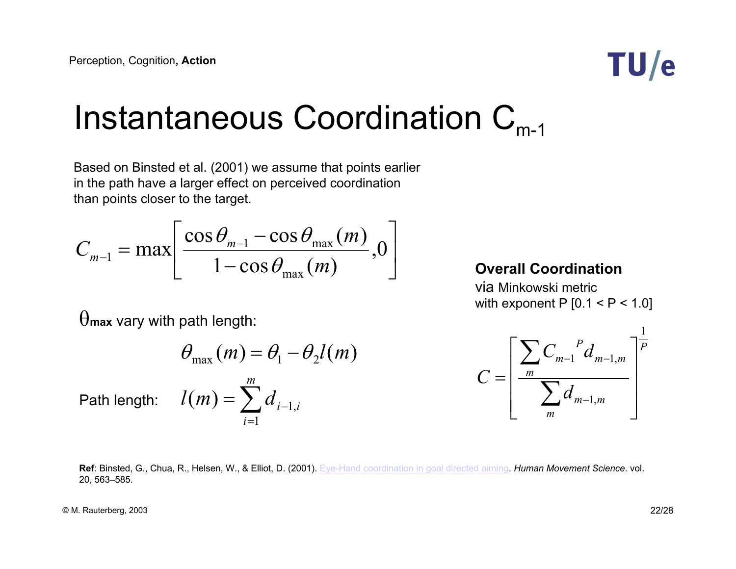# Instantaneous Coordination $C_{m-1}$

Based on Binsted et al. (2001) we assume that points earlier in the path have a larger effect on perceived coordination than points closer to the target.

$$C_{m-1} = \max\left[\frac{\cos\theta_{m-1} - \cos\theta_{\max}(m)}{1 - \cos\theta_{\max}(m)}, 0\right]$$

$\theta_{\max}$ vary with path length:

$$\theta_{\max}(m) = \theta_1 - \theta_2 l(m)$$

Path length: $$l(m) = \sum_{i=1}^{m} d_{i-1,i}$$

**Overall Coordination**

via Minkowski metric with exponent P [0.1 < P < 1.0]

$$C = \left[\frac{\sum_m C_{m-1}{}^P d_{m-1,m}}{\sum_m d_{m-1,m}}\right]^{\frac{1}{P}}$$

**Ref**: Binsted, G., Chua, R., Helsen, W., & Elliot, D. (2001). Eye-Hand coordination in goal directed aiming. *Human Movement Science*. vol. 20, 563–585.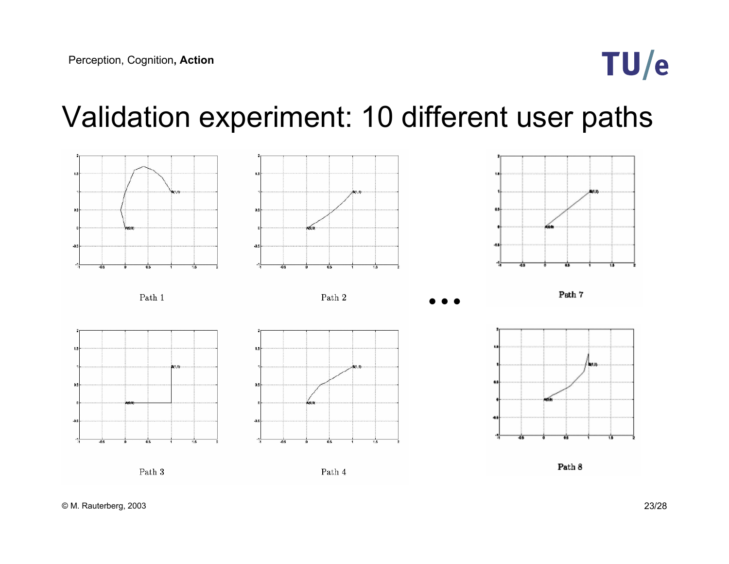# Validation experiment: 10 different user paths

Path 1

Path 2

• • •

Path 7

Path 3

Path 4

Path 8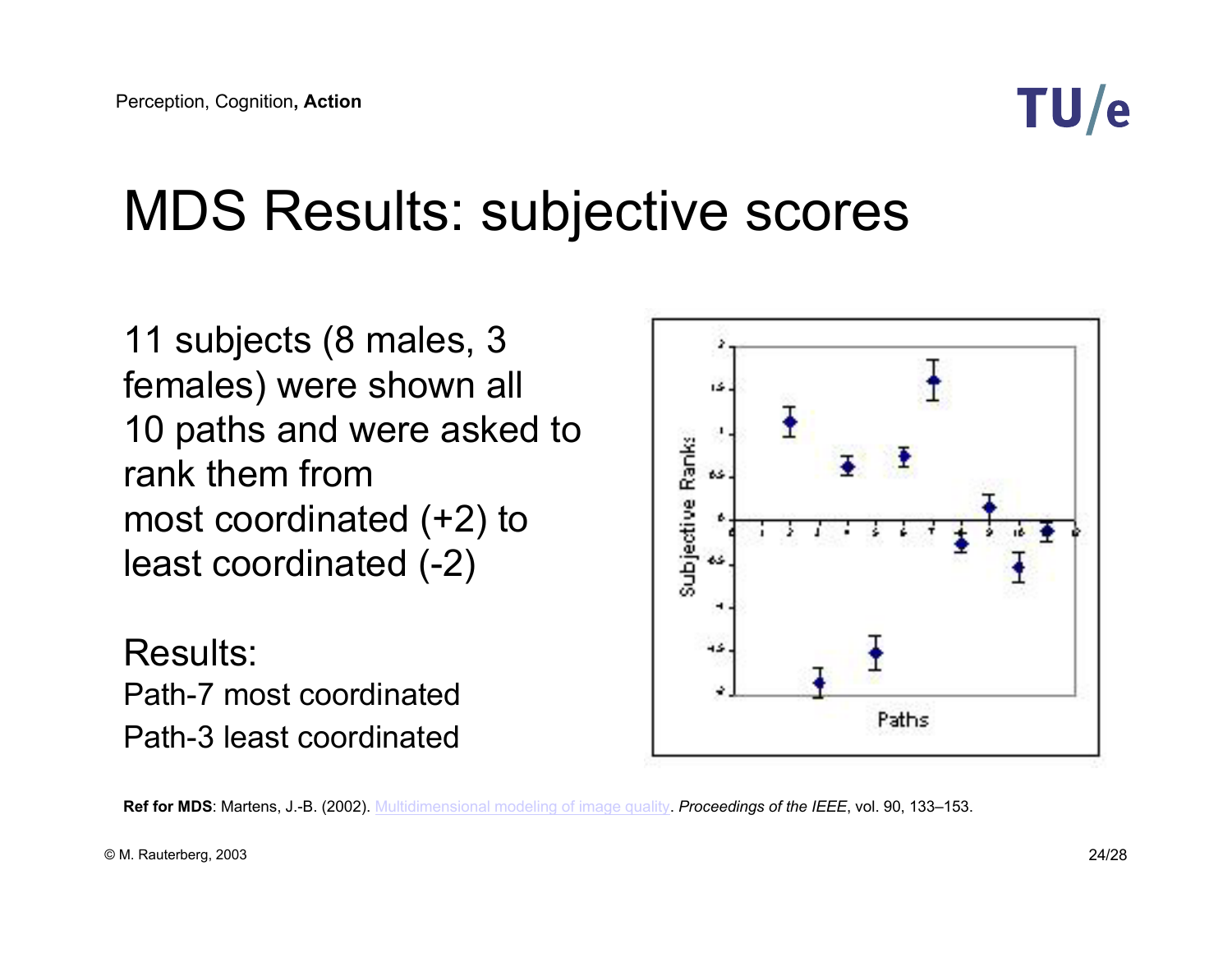# MDS Results: subjective scores

11 subjects (8 males, 3 females) were shown all 10 paths and were asked to rank them from most coordinated (+2) to least coordinated (-2)

Results:

Path-7 most coordinated

Path-3 least coordinated

**Ref for MDS**: Martens, J.-B. (2002). Multidimensional modeling of image quality. *Proceedings of the IEEE*, vol. 90, 133–153.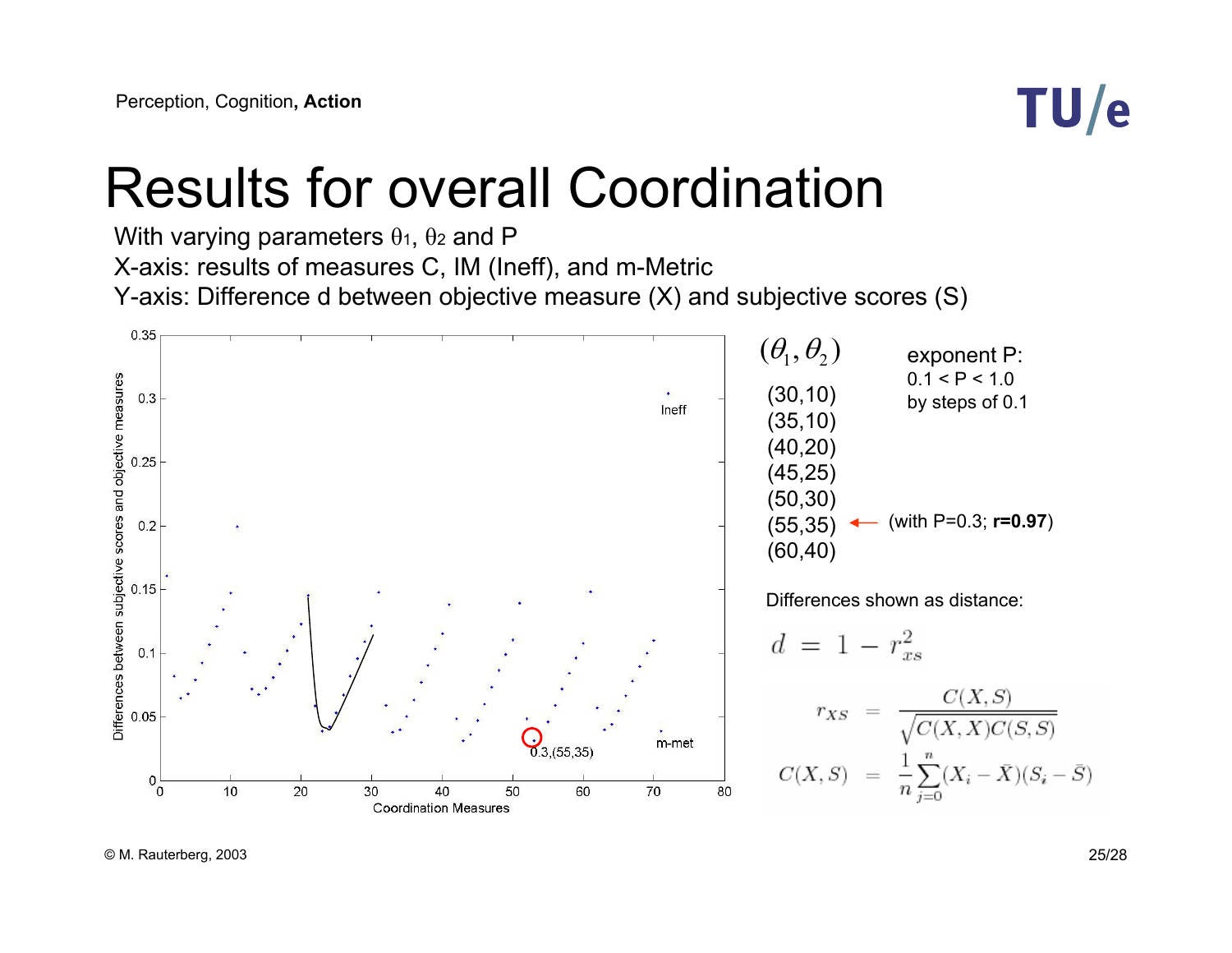# Results for overall Coordination

With varying parameters $\theta_1$, $\theta_2$ and P

X-axis: results of measures C, IM (Ineff), and m-Metric

Y-axis: Difference d between objective measure (X) and subjective scores (S)

$(\theta_1, \theta_2)$

(30,10)
(35,10)
(40,20)
(45,25)
(50,30)
(55,35) ← (with P=0.3; **r=0.97**)
(60,40)

exponent P:
0.1 < P < 1.0
by steps of 0.1

Differences shown as distance:

$$d = 1 - r_{xs}^2$$

$$r_{XS} = \frac{C(X,S)}{\sqrt{C(X,X)C(S,S)}}$$

$$C(X,S) = \frac{1}{n}\sum_{j=0}^{n}(X_i - \bar{X})(S_i - \bar{S})$$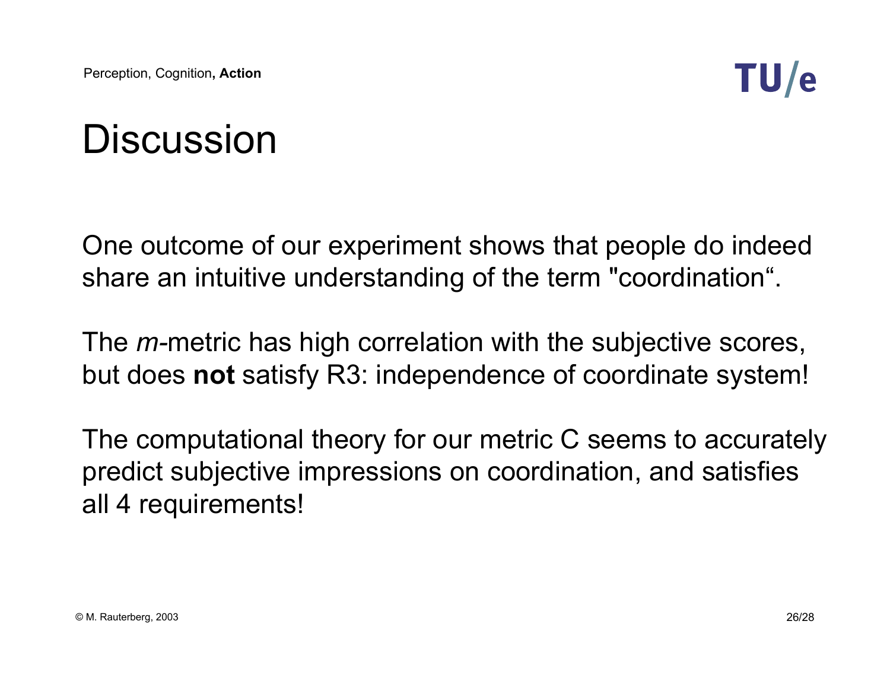# Discussion

One outcome of our experiment shows that people do indeed share an intuitive understanding of the term "coordination“.

The *m*-metric has high correlation with the subjective scores, but does **not** satisfy R3: independence of coordinate system!

The computational theory for our metric C seems to accurately predict subjective impressions on coordination, and satisfies all 4 requirements!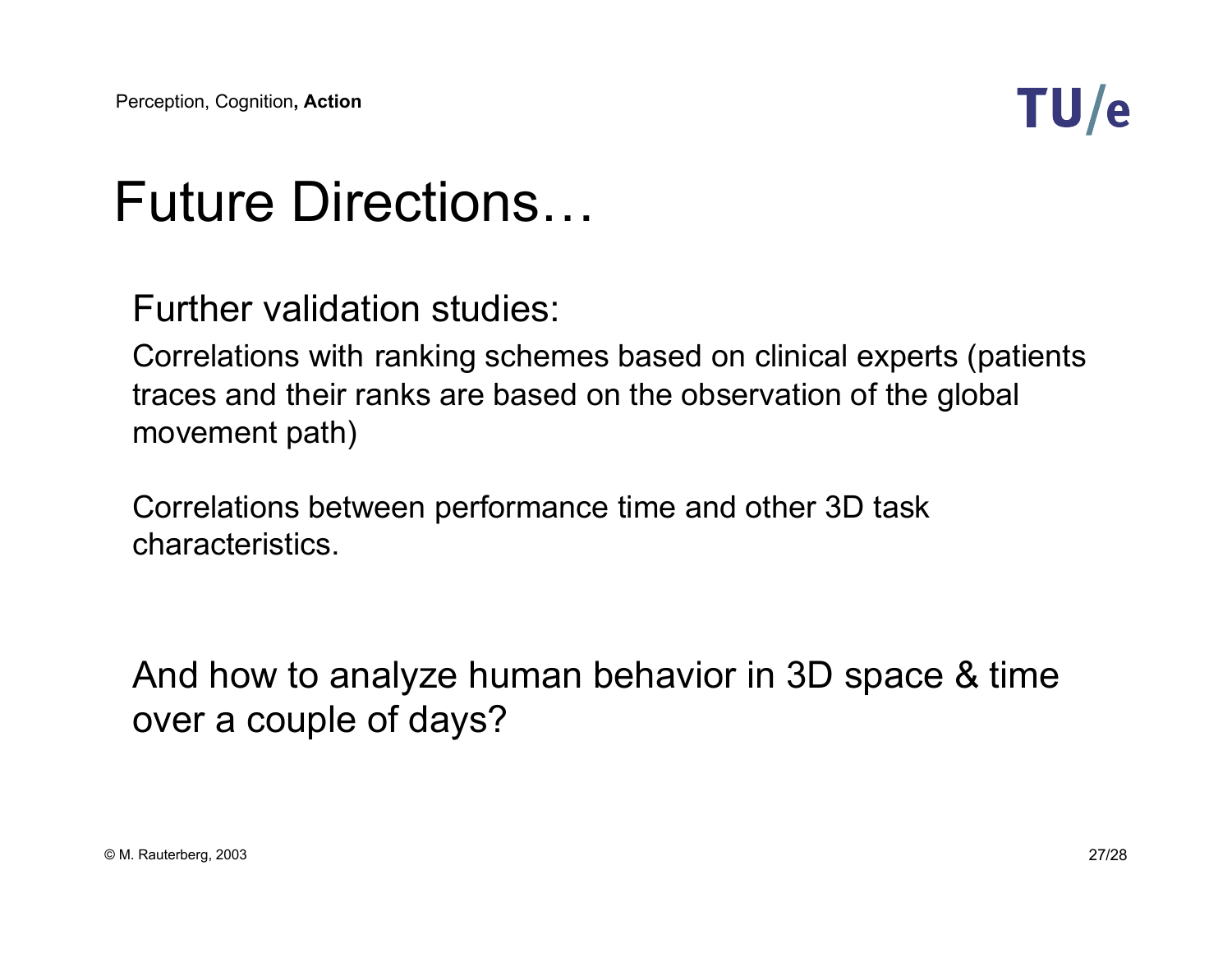# Future Directions…

Further validation studies:

Correlations with ranking schemes based on clinical experts (patients traces and their ranks are based on the observation of the global movement path)

Correlations between performance time and other 3D task characteristics.

And how to analyze human behavior in 3D space & time over a couple of days?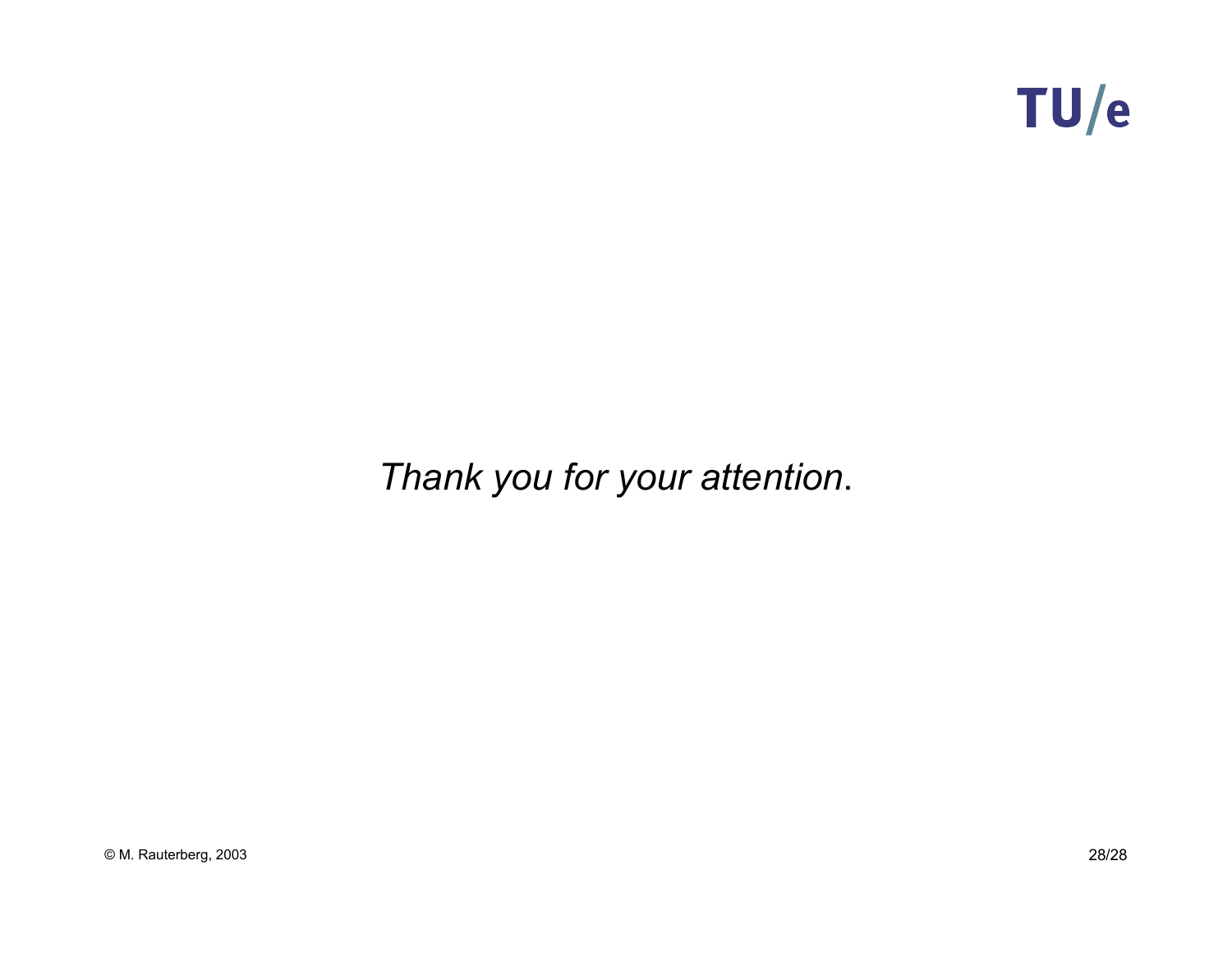*Thank you for your attention*.